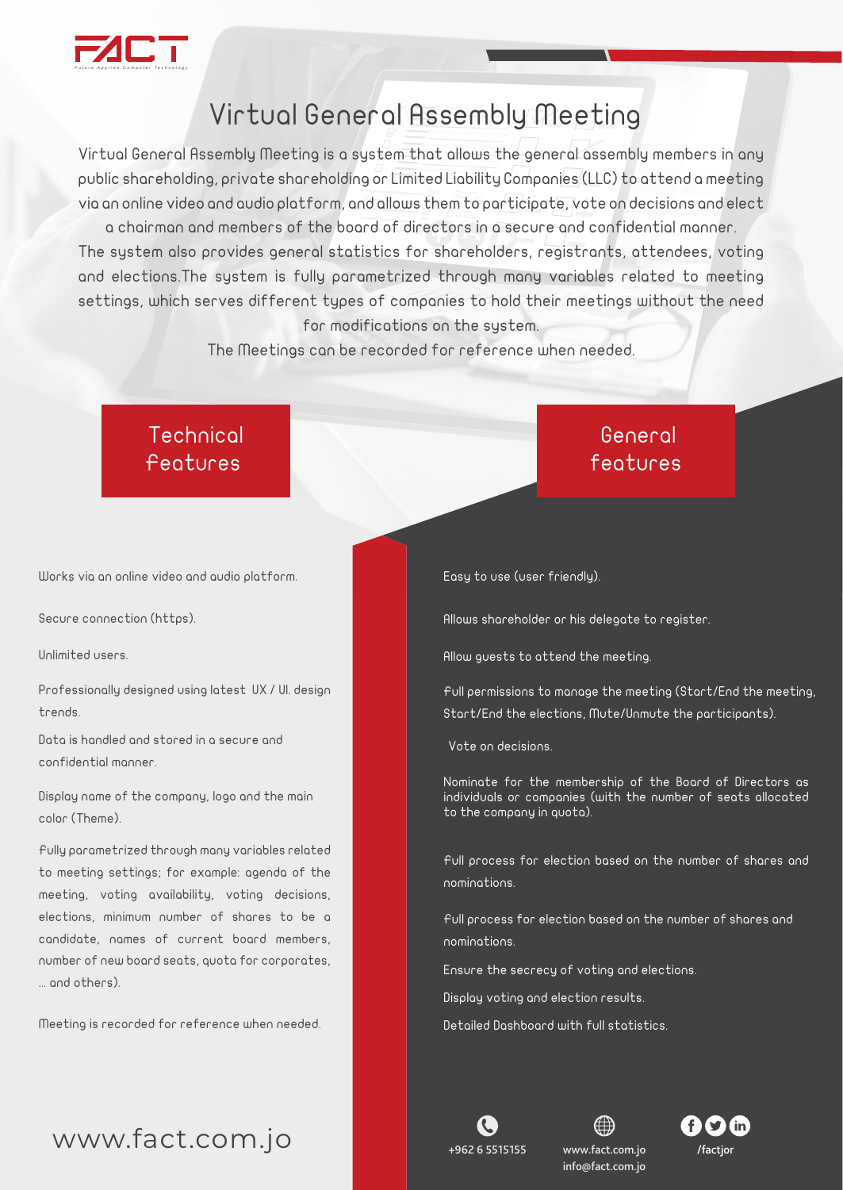FACT

Future Applied Computer Technology

# Virtual General Assembly Meeting

Virtual General Assembly Meeting is a system that allows the general assembly members in any public shareholding, private shareholding or Limited Liability Companies (LLC) to attend a meeting via an online video and audio platform, and allows them to participate, vote on decisions and elect a chairman and members of the board of directors in a secure and confidential manner.
The system also provides general statistics for shareholders, registrants, attendees, voting and elections. The system is fully parametrized through many variables related to meeting settings, which serves different types of companies to hold their meetings without the need for modifications on the system.
The Meetings can be recorded for reference when needed.

## Technical features

- Works via an online video and audio platform.
- Secure connection (https).
- Unlimited users.
- Professionally designed using latest UX / UI. design trends.
- Data is handled and stored in a secure and confidential manner.
- Display name of the company, logo and the main color (Theme).
- Fully parametrized through many variables related to meeting settings; for example: agenda of the meeting, voting availability, voting decisions, elections, minimum number of shares to be a candidate, names of current board members, number of new board seats, quota for corporates, ... and others).
- Meeting is recorded for reference when needed.

## General features

- Easy to use (user friendly).
- Allows shareholder or his delegate to register.
- Allow guests to attend the meeting.
- Full permissions to manage the meeting (Start/End the meeting, Start/End the elections, Mute/Unmute the participants).
- Vote on decisions.
- Nominate for the membership of the Board of Directors as individuals or companies (with the number of seats allocated to the company in quota).
- Full process for election based on the number of shares and nominations.
- Full process for election based on the number of shares and nominations.
- Ensure the secrecy of voting and elections.
- Display voting and election results.
- Detailed Dashboard with full statistics.

www.fact.com.jo

+962 6 5515155

www.fact.com.jo
info@fact.com.jo

/factjor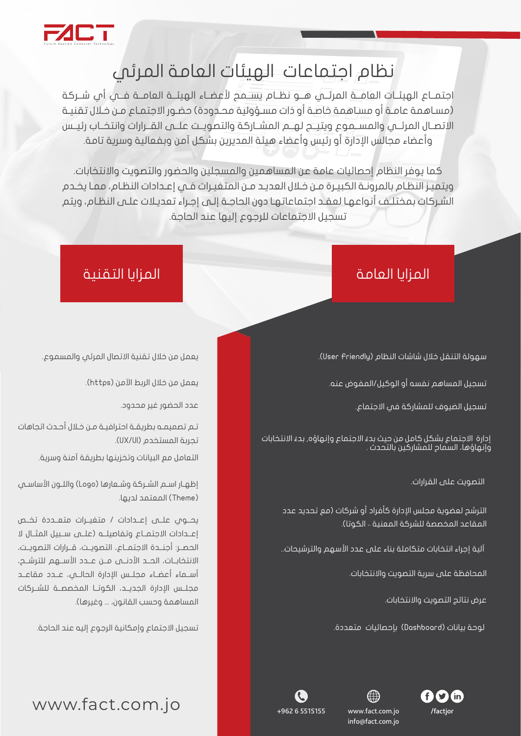# نظام اجتماعات الهيئات العامة المرئي

اجتماع الهيئات العامة المرئي هو نظام يسمح لأعضاء الهيئة العامة في أي شركة (مساهمة عامة أو مساهمة خاصة أو ذات مسؤولية محدودة) حضور الاجتماع من خلال تقنية الاتصال المرئي والمسموع ويتيح لهم المشاركة والتصويت على القرارات وانتخاب رئيس وأعضاء مجالس الإدارة أو رئيس وأعضاء هيئة المديرين بشكل آمن وبفعالية وسرية تامة.

كما يوفر النظام إحصائيات عامة عن المساهمين والمسجلين والحضور والتصويت والانتخابات. ويتميز النظام بالمرونة الكبيرة من خلال العديد من المتغيرات في إعدادات النظام، مما يخدم الشركات بمختلف أنواعها لعقد اجتماعاتها دون الحاجة إلى إجراء تعديلات على النظام، ويتم تسجيل الاجتماعات للرجوع إليها عند الحاجة.

## المزايا العامة

- سهولة التنقل خلال شاشات النظام (User Friendly).
- تسجيل المساهم نفسه أو الوكيل/المفوض عنه.
- تسجيل الضيوف للمشاركة في الاجتماع.
- إدارة الاجتماع بشكل كامل من حيث بدء الاجتماع وإنهاؤه، بدء الانتخابات وإنهاؤها، السماح للمشاركين بالتحدث .
- التصويت على القرارات.
- الترشح لعضوية مجلس الإدارة كأفراد أو شركات (مع تحديد عدد المقاعد المخصصة للشركة المعنية - الكوتا).
- آلية إجراء انتخابات متكاملة بناء على عدد الأسهم والترشيحات.
- المحافظة على سرية التصويت والانتخابات.
- عرض نتائج التصويت والانتخابات.
- لوحة بيانات (Dashboard) بإحصائيات متعددة.

## المزايا التقنية

- يعمل من خلال تقنية الاتصال المرئي والمسموع.
- يعمل من خلال الربط الآمن (https).
- عدد الحضور غير محدود.
- تم تصميمه بطريقة احترافية من خلال أحدث اتجاهات تجربة المستخدم (UX/UI).
- التعامل مع البيانات وتخزينها بطريقة آمنة وسرية.
- إظهار اسم الشركة وشعارها (Logo) واللون الأساسي المعتمد لديها (Theme).
- يحوي على إعدادات / متغيرات متعددة تخص إعدادات الاجتماع وتفاصيله (على سبيل المثال لا الحصر: أجندة الاجتماع، التصويت، قرارات التصويت، الانتخابات، الحد الأدنى من عدد الأسهم للترشح، أسماء أعضاء مجلس الإدارة الحالي، عدد مقاعد مجلس الإدارة الجديد، الكوتا المخصصة للشركات المساهمة وحسب القانون، ... وغيرها).
- تسجيل الاجتماع وإمكانية الرجوع إليه عند الحاجة.

www.fact.com.jo

+962 6 5515155

www.fact.com.jo
info@fact.com.jo

/factjor